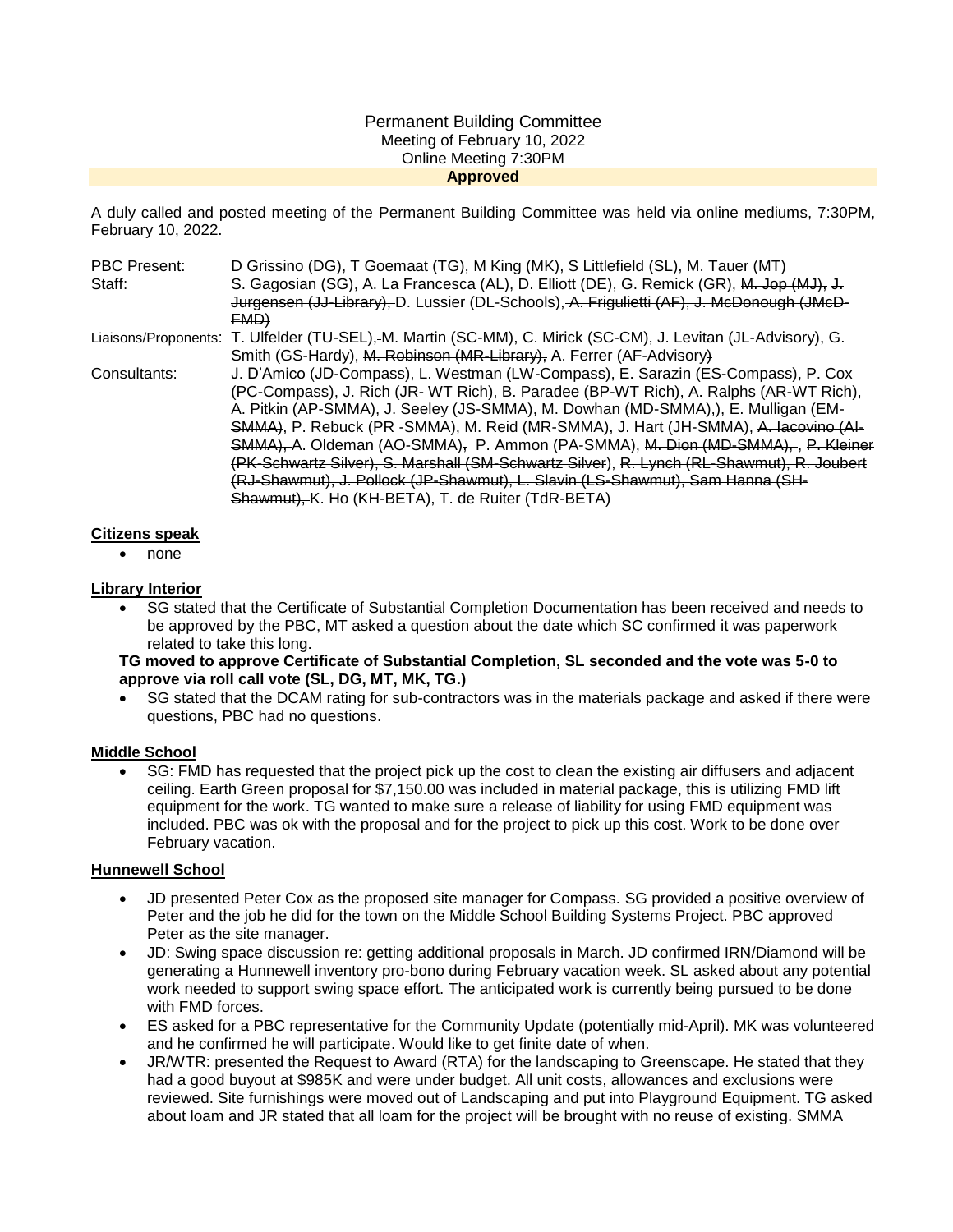Permanent Building Committee
Meeting of February 10, 2022
Online Meeting 7:30PM
**Approved**

A duly called and posted meeting of the Permanent Building Committee was held via online mediums, 7:30PM, February 10, 2022.

| | |
|---|---|
| PBC Present: | D Grissino (DG), T Goemaat (TG), M King (MK), S Littlefield (SL), M. Tauer (MT) |
| Staff: | S. Gagosian (SG), A. La Francesca (AL), D. Elliott (DE), G. Remick (GR), ~~M. Jop (MJ), J. Jurgensen (JJ-Library),~~ D. Lussier (DL-Schools), ~~A. Frigulietti (AF), J. McDonough (JMcD-FMD)~~ |
| Liaisons/Proponents: | T. Ulfelder (TU-SEL), M. Martin (SC-MM), C. Mirick (SC-CM), J. Levitan (JL-Advisory), G. Smith (GS-Hardy), ~~M. Robinson (MR-Library),~~ A. Ferrer (AF-Advisory) |
| Consultants: | J. D'Amico (JD-Compass), ~~L. Westman (LW-Compass)~~, E. Sarazin (ES-Compass), P. Cox (PC-Compass), J. Rich (JR- WT Rich), B. Paradee (BP-WT Rich), ~~A. Ralphs (AR-WT Rich)~~, A. Pitkin (AP-SMMA), J. Seeley (JS-SMMA), M. Dowhan (MD-SMMA),), ~~E. Mulligan (EM-SMMA)~~, P. Rebuck (PR -SMMA), M. Reid (MR-SMMA), J. Hart (JH-SMMA), ~~A. Iacovino (AI-SMMA),~~ A. Oldeman (AO-SMMA), P. Ammon (PA-SMMA), ~~M. Dion (MD-SMMA),~~ , ~~P. Kleiner (PK-Schwartz Silver), S. Marshall (SM-Schwartz Silver)~~, ~~R. Lynch (RL-Shawmut), R. Joubert (RJ-Shawmut), J. Pollock (JP-Shawmut), L. Slavin (LS-Shawmut), Sam Hanna (SH-Shawmut),~~ K. Ho (KH-BETA), T. de Ruiter (TdR-BETA) |

**Citizens speak**

- none

**Library Interior**

- SG stated that the Certificate of Substantial Completion Documentation has been received and needs to be approved by the PBC, MT asked a question about the date which SC confirmed it was paperwork related to take this long.

**TG moved to approve Certificate of Substantial Completion, SL seconded and the vote was 5-0 to approve via roll call vote (SL, DG, MT, MK, TG.)**

- SG stated that the DCAM rating for sub-contractors was in the materials package and asked if there were questions, PBC had no questions.

**Middle School**

- SG: FMD has requested that the project pick up the cost to clean the existing air diffusers and adjacent ceiling. Earth Green proposal for $7,150.00 was included in material package, this is utilizing FMD lift equipment for the work. TG wanted to make sure a release of liability for using FMD equipment was included. PBC was ok with the proposal and for the project to pick up this cost. Work to be done over February vacation.

**Hunnewell School**

- JD presented Peter Cox as the proposed site manager for Compass. SG provided a positive overview of Peter and the job he did for the town on the Middle School Building Systems Project. PBC approved Peter as the site manager.
- JD: Swing space discussion re: getting additional proposals in March. JD confirmed IRN/Diamond will be generating a Hunnewell inventory pro-bono during February vacation week. SL asked about any potential work needed to support swing space effort. The anticipated work is currently being pursued to be done with FMD forces.
- ES asked for a PBC representative for the Community Update (potentially mid-April). MK was volunteered and he confirmed he will participate. Would like to get finite date of when.
- JR/WTR: presented the Request to Award (RTA) for the landscaping to Greenscape. He stated that they had a good buyout at $985K and were under budget. All unit costs, allowances and exclusions were reviewed. Site furnishings were moved out of Landscaping and put into Playground Equipment. TG asked about loam and JR stated that all loam for the project will be brought with no reuse of existing. SMMA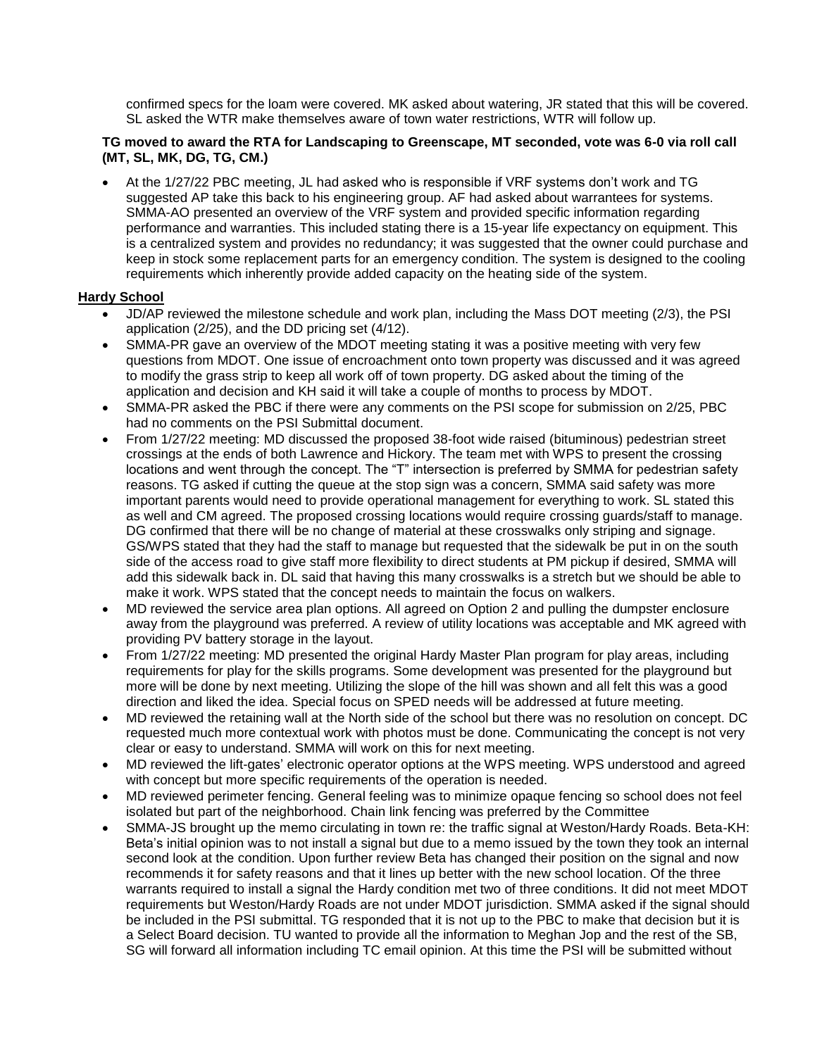confirmed specs for the loam were covered. MK asked about watering, JR stated that this will be covered. SL asked the WTR make themselves aware of town water restrictions, WTR will follow up.

**TG moved to award the RTA for Landscaping to Greenscape, MT seconded, vote was 6-0 via roll call (MT, SL, MK, DG, TG, CM.)**

- At the 1/27/22 PBC meeting, JL had asked who is responsible if VRF systems don't work and TG suggested AP take this back to his engineering group. AF had asked about warrantees for systems. SMMA-AO presented an overview of the VRF system and provided specific information regarding performance and warranties. This included stating there is a 15-year life expectancy on equipment. This is a centralized system and provides no redundancy; it was suggested that the owner could purchase and keep in stock some replacement parts for an emergency condition. The system is designed to the cooling requirements which inherently provide added capacity on the heating side of the system.

**Hardy School**

- JD/AP reviewed the milestone schedule and work plan, including the Mass DOT meeting (2/3), the PSI application (2/25), and the DD pricing set (4/12).
- SMMA-PR gave an overview of the MDOT meeting stating it was a positive meeting with very few questions from MDOT. One issue of encroachment onto town property was discussed and it was agreed to modify the grass strip to keep all work off of town property. DG asked about the timing of the application and decision and KH said it will take a couple of months to process by MDOT.
- SMMA-PR asked the PBC if there were any comments on the PSI scope for submission on 2/25, PBC had no comments on the PSI Submittal document.
- From 1/27/22 meeting: MD discussed the proposed 38-foot wide raised (bituminous) pedestrian street crossings at the ends of both Lawrence and Hickory. The team met with WPS to present the crossing locations and went through the concept. The "T" intersection is preferred by SMMA for pedestrian safety reasons. TG asked if cutting the queue at the stop sign was a concern, SMMA said safety was more important parents would need to provide operational management for everything to work. SL stated this as well and CM agreed. The proposed crossing locations would require crossing guards/staff to manage. DG confirmed that there will be no change of material at these crosswalks only striping and signage. GS/WPS stated that they had the staff to manage but requested that the sidewalk be put in on the south side of the access road to give staff more flexibility to direct students at PM pickup if desired, SMMA will add this sidewalk back in. DL said that having this many crosswalks is a stretch but we should be able to make it work. WPS stated that the concept needs to maintain the focus on walkers.
- MD reviewed the service area plan options. All agreed on Option 2 and pulling the dumpster enclosure away from the playground was preferred. A review of utility locations was acceptable and MK agreed with providing PV battery storage in the layout.
- From 1/27/22 meeting: MD presented the original Hardy Master Plan program for play areas, including requirements for play for the skills programs. Some development was presented for the playground but more will be done by next meeting. Utilizing the slope of the hill was shown and all felt this was a good direction and liked the idea. Special focus on SPED needs will be addressed at future meeting.
- MD reviewed the retaining wall at the North side of the school but there was no resolution on concept. DC requested much more contextual work with photos must be done. Communicating the concept is not very clear or easy to understand. SMMA will work on this for next meeting.
- MD reviewed the lift-gates' electronic operator options at the WPS meeting. WPS understood and agreed with concept but more specific requirements of the operation is needed.
- MD reviewed perimeter fencing. General feeling was to minimize opaque fencing so school does not feel isolated but part of the neighborhood. Chain link fencing was preferred by the Committee
- SMMA-JS brought up the memo circulating in town re: the traffic signal at Weston/Hardy Roads. Beta-KH: Beta's initial opinion was to not install a signal but due to a memo issued by the town they took an internal second look at the condition. Upon further review Beta has changed their position on the signal and now recommends it for safety reasons and that it lines up better with the new school location. Of the three warrants required to install a signal the Hardy condition met two of three conditions. It did not meet MDOT requirements but Weston/Hardy Roads are not under MDOT jurisdiction. SMMA asked if the signal should be included in the PSI submittal. TG responded that it is not up to the PBC to make that decision but it is a Select Board decision. TU wanted to provide all the information to Meghan Jop and the rest of the SB, SG will forward all information including TC email opinion. At this time the PSI will be submitted without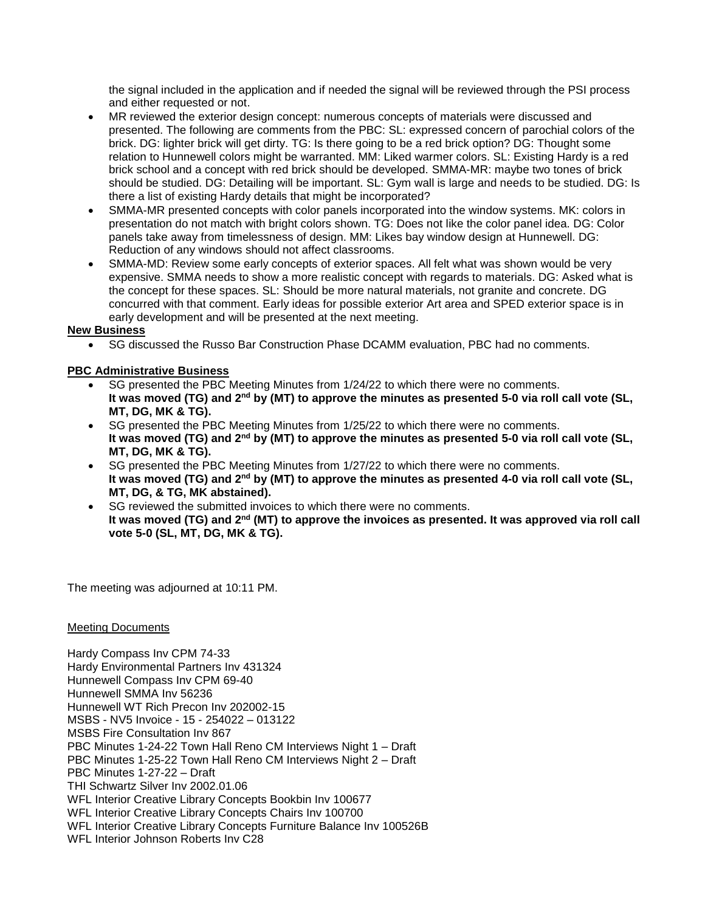the signal included in the application and if needed the signal will be reviewed through the PSI process and either requested or not.

- MR reviewed the exterior design concept: numerous concepts of materials were discussed and presented. The following are comments from the PBC: SL: expressed concern of parochial colors of the brick. DG: lighter brick will get dirty. TG: Is there going to be a red brick option? DG: Thought some relation to Hunnewell colors might be warranted. MM: Liked warmer colors. SL: Existing Hardy is a red brick school and a concept with red brick should be developed. SMMA-MR: maybe two tones of brick should be studied. DG: Detailing will be important. SL: Gym wall is large and needs to be studied. DG: Is there a list of existing Hardy details that might be incorporated?
- SMMA-MR presented concepts with color panels incorporated into the window systems. MK: colors in presentation do not match with bright colors shown. TG: Does not like the color panel idea. DG: Color panels take away from timelessness of design. MM: Likes bay window design at Hunnewell. DG: Reduction of any windows should not affect classrooms.
- SMMA-MD: Review some early concepts of exterior spaces. All felt what was shown would be very expensive. SMMA needs to show a more realistic concept with regards to materials. DG: Asked what is the concept for these spaces. SL: Should be more natural materials, not granite and concrete. DG concurred with that comment. Early ideas for possible exterior Art area and SPED exterior space is in early development and will be presented at the next meeting.

**New Business**

- SG discussed the Russo Bar Construction Phase DCAMM evaluation, PBC had no comments.

**PBC Administrative Business**

- SG presented the PBC Meeting Minutes from 1/24/22 to which there were no comments.
  **It was moved (TG) and 2nd by (MT) to approve the minutes as presented 5-0 via roll call vote (SL, MT, DG, MK & TG).**
- SG presented the PBC Meeting Minutes from 1/25/22 to which there were no comments.
  **It was moved (TG) and 2nd by (MT) to approve the minutes as presented 5-0 via roll call vote (SL, MT, DG, MK & TG).**
- SG presented the PBC Meeting Minutes from 1/27/22 to which there were no comments.
  **It was moved (TG) and 2nd by (MT) to approve the minutes as presented 4-0 via roll call vote (SL, MT, DG, & TG, MK abstained).**
- SG reviewed the submitted invoices to which there were no comments.
  **It was moved (TG) and 2nd (MT) to approve the invoices as presented. It was approved via roll call vote 5-0 (SL, MT, DG, MK & TG).**

The meeting was adjourned at 10:11 PM.

Meeting Documents

Hardy Compass Inv CPM 74-33
Hardy Environmental Partners Inv 431324
Hunnewell Compass Inv CPM 69-40
Hunnewell SMMA Inv 56236
Hunnewell WT Rich Precon Inv 202002-15
MSBS - NV5 Invoice - 15 - 254022 – 013122
MSBS Fire Consultation Inv 867
PBC Minutes 1-24-22 Town Hall Reno CM Interviews Night 1 – Draft
PBC Minutes 1-25-22 Town Hall Reno CM Interviews Night 2 – Draft
PBC Minutes 1-27-22 – Draft
THI Schwartz Silver Inv 2002.01.06
WFL Interior Creative Library Concepts Bookbin Inv 100677
WFL Interior Creative Library Concepts Chairs Inv 100700
WFL Interior Creative Library Concepts Furniture Balance Inv 100526B
WFL Interior Johnson Roberts Inv C28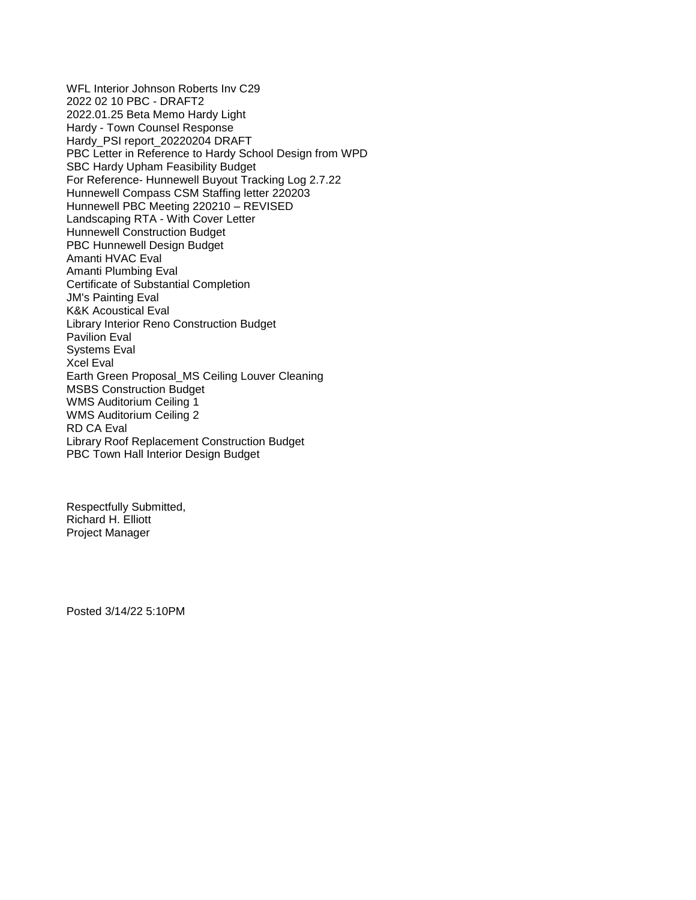WFL Interior Johnson Roberts Inv C29
2022 02 10 PBC - DRAFT2
2022.01.25 Beta Memo Hardy Light
Hardy - Town Counsel Response
Hardy_PSI report_20220204 DRAFT
PBC Letter in Reference to Hardy School Design from WPD
SBC Hardy Upham Feasibility Budget
For Reference- Hunnewell Buyout Tracking Log 2.7.22
Hunnewell Compass CSM Staffing letter 220203
Hunnewell PBC Meeting 220210 – REVISED
Landscaping RTA - With Cover Letter
Hunnewell Construction Budget
PBC Hunnewell Design Budget
Amanti HVAC Eval
Amanti Plumbing Eval
Certificate of Substantial Completion
JM's Painting Eval
K&K Acoustical Eval
Library Interior Reno Construction Budget
Pavilion Eval
Systems Eval
Xcel Eval
Earth Green Proposal_MS Ceiling Louver Cleaning
MSBS Construction Budget
WMS Auditorium Ceiling 1
WMS Auditorium Ceiling 2
RD CA Eval
Library Roof Replacement Construction Budget
PBC Town Hall Interior Design Budget

Respectfully Submitted,
Richard H. Elliott
Project Manager

Posted 3/14/22 5:10PM